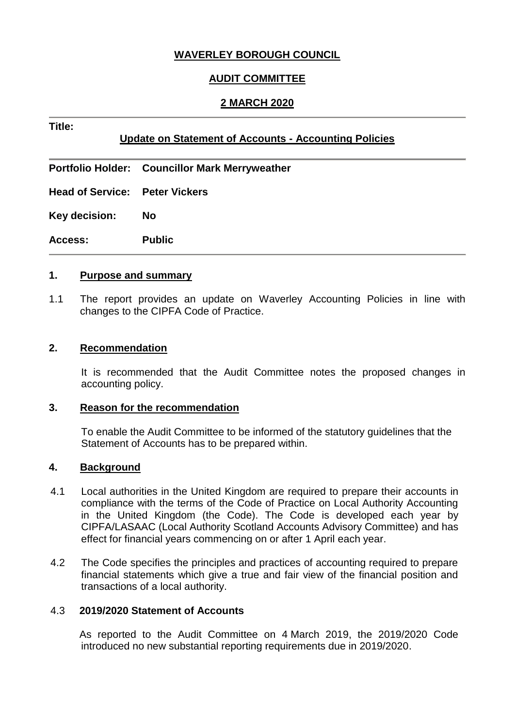# WAVERLEY BOROUGH COUNCIL

## AUDIT COMMITTEE

## 2 MARCH 2020

**Title:**

**Update on Statement of Accounts - Accounting Policies**

| | |
|---|---|
| **Portfolio Holder:** | **Councillor Mark Merryweather** |
| **Head of Service:** | **Peter Vickers** |
| **Key decision:** | **No** |
| **Access:** | **Public** |

### 1. Purpose and summary

1.1 The report provides an update on Waverley Accounting Policies in line with changes to the CIPFA Code of Practice.

### 2. Recommendation

It is recommended that the Audit Committee notes the proposed changes in accounting policy.

### 3. Reason for the recommendation

To enable the Audit Committee to be informed of the statutory guidelines that the Statement of Accounts has to be prepared within.

### 4. Background

4.1 Local authorities in the United Kingdom are required to prepare their accounts in compliance with the terms of the Code of Practice on Local Authority Accounting in the United Kingdom (the Code). The Code is developed each year by CIPFA/LASAAC (Local Authority Scotland Accounts Advisory Committee) and has effect for financial years commencing on or after 1 April each year.

4.2 The Code specifies the principles and practices of accounting required to prepare financial statements which give a true and fair view of the financial position and transactions of a local authority.

4.3 **2019/2020 Statement of Accounts**

As reported to the Audit Committee on 4 March 2019, the 2019/2020 Code introduced no new substantial reporting requirements due in 2019/2020.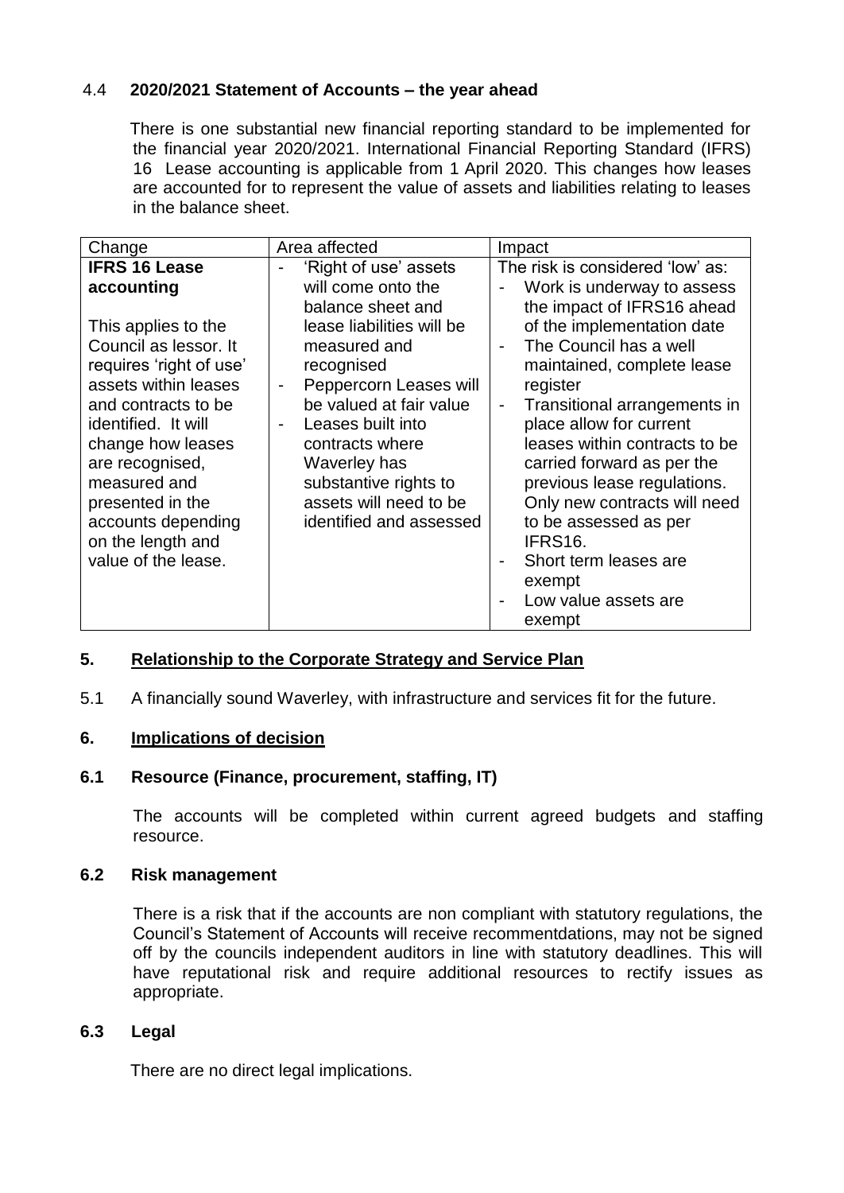### 4.4 **2020/2021 Statement of Accounts – the year ahead**

There is one substantial new financial reporting standard to be implemented for the financial year 2020/2021. International Financial Reporting Standard (IFRS) 16 Lease accounting is applicable from 1 April 2020. This changes how leases are accounted for to represent the value of assets and liabilities relating to leases in the balance sheet.

| Change | Area affected | Impact |
|---|---|---|
| **IFRS 16 Lease accounting**<br><br>This applies to the Council as lessor. It requires 'right of use' assets within leases and contracts to be identified. It will change how leases are recognised, measured and presented in the accounts depending on the length and value of the lease. | - 'Right of use' assets will come onto the balance sheet and lease liabilities will be measured and recognised<br>- Peppercorn Leases will be valued at fair value<br>- Leases built into contracts where Waverley has substantive rights to assets will need to be identified and assessed | The risk is considered 'low' as:<br>- Work is underway to assess the impact of IFRS16 ahead of the implementation date<br>- The Council has a well maintained, complete lease register<br>- Transitional arrangements in place allow for current leases within contracts to be carried forward as per the previous lease regulations. Only new contracts will need to be assessed as per IFRS16.<br>- Short term leases are exempt<br>- Low value assets are exempt |

## 5. **Relationship to the Corporate Strategy and Service Plan**

5.1 A financially sound Waverley, with infrastructure and services fit for the future.

## 6. **Implications of decision**

### 6.1 **Resource (Finance, procurement, staffing, IT)**

The accounts will be completed within current agreed budgets and staffing resource.

### 6.2 **Risk management**

There is a risk that if the accounts are non compliant with statutory regulations, the Council's Statement of Accounts will receive recommentdations, may not be signed off by the councils independent auditors in line with statutory deadlines. This will have reputational risk and require additional resources to rectify issues as appropriate.

### 6.3 **Legal**

There are no direct legal implications.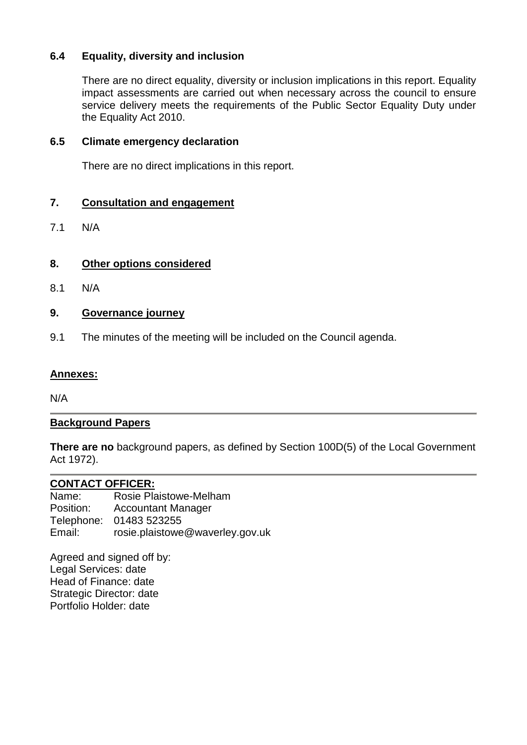### 6.4 Equality, diversity and inclusion

There are no direct equality, diversity or inclusion implications in this report. Equality impact assessments are carried out when necessary across the council to ensure service delivery meets the requirements of the Public Sector Equality Duty under the Equality Act 2010.

### 6.5 Climate emergency declaration

There are no direct implications in this report.

## 7. Consultation and engagement

7.1 N/A

## 8. Other options considered

8.1 N/A

## 9. Governance journey

9.1 The minutes of the meeting will be included on the Council agenda.

**Annexes:**

N/A

---

**Background Papers**

**There are no** background papers, as defined by Section 100D(5) of the Local Government Act 1972).

---

**CONTACT OFFICER:**

Name: Rosie Plaistowe-Melham
Position: Accountant Manager
Telephone: 01483 523255
Email: rosie.plaistowe@waverley.gov.uk

Agreed and signed off by:
Legal Services: date
Head of Finance: date
Strategic Director: date
Portfolio Holder: date